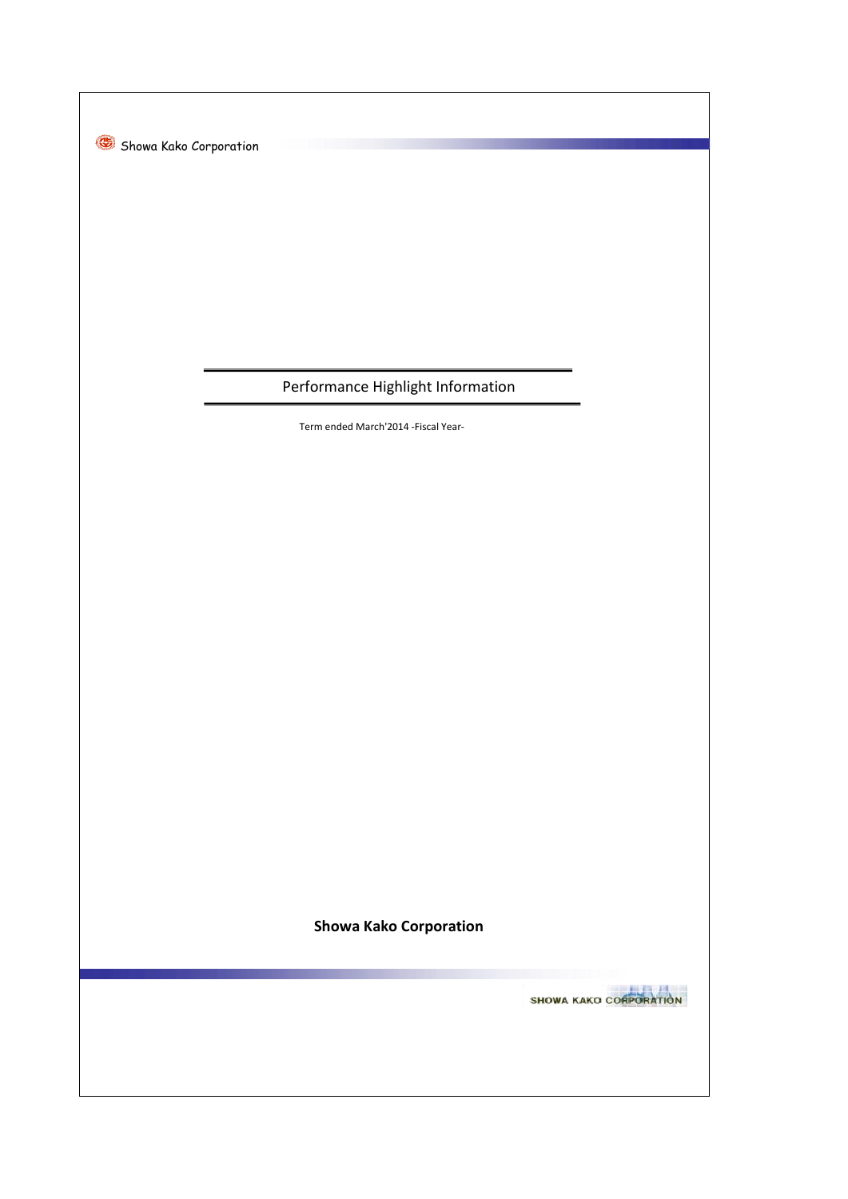# Performance Highlight Information

Term ended March'2014 -Fiscal Year-

**Showa Kako Corporation**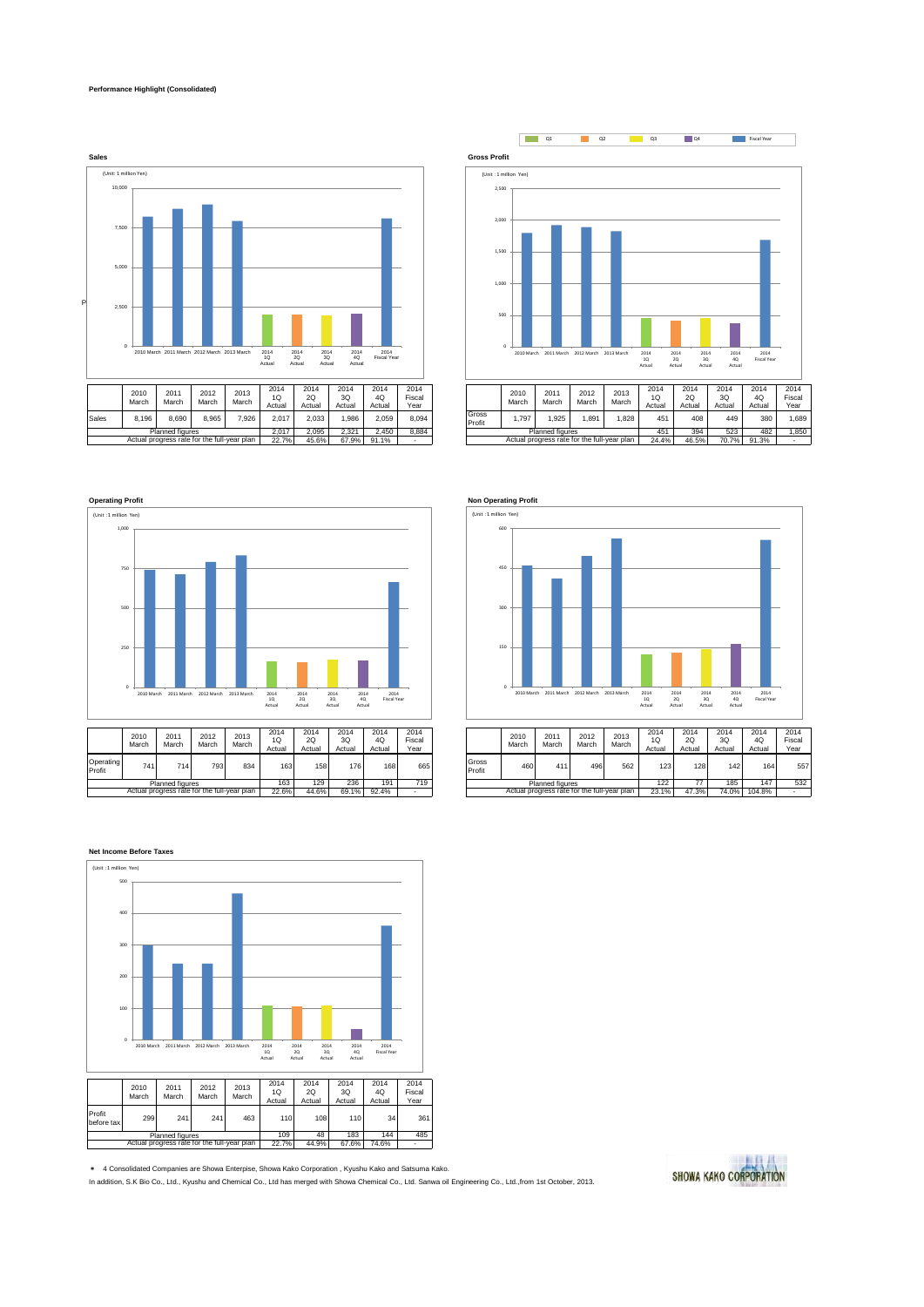**Performance Highlight (Consolidated)**

**Sales**

(Unit: 1 million Yen)

| | 2010 March | 2011 March | 2012 March | 2013 March | 2014 1Q Actual | 2014 2Q Actual | 2014 3Q Actual | 2014 4Q Actual | 2014 Fiscal Year |
|---|---|---|---|---|---|---|---|---|---|
| Sales | 8,196 | 8,690 | 8,965 | 7,926 | 2,017 | 2,033 | 1,986 | 2,059 | 8,094 |
| Planned figures | | | | | 2,017 | 2,095 | 2,321 | 2,450 | 8,884 |
| Actual progress rate for the full-year plan | | | | | 22.7% | 45.6% | 67.9% | 91.1% | - |

**Gross Profit**

(Unit: 1 million Yen)

| | 2010 March | 2011 March | 2012 March | 2013 March | 2014 1Q Actual | 2014 2Q Actual | 2014 3Q Actual | 2014 4Q Actual | 2014 Fiscal Year |
|---|---|---|---|---|---|---|---|---|---|
| Gross Profit | 1,797 | 1,925 | 1,891 | 1,828 | 451 | 408 | 449 | 380 | 1,689 |
| Planned figures | | | | | 451 | 394 | 523 | 482 | 1,850 |
| Actual progress rate for the full-year plan | | | | | 24.4% | 46.5% | 70.7% | 91.3% | - |

**Operating Profit**

(Unit: 1 million Yen)

| | 2010 March | 2011 March | 2012 March | 2013 March | 2014 1Q Actual | 2014 2Q Actual | 2014 3Q Actual | 2014 4Q Actual | 2014 Fiscal Year |
|---|---|---|---|---|---|---|---|---|---|
| Operating Profit | 741 | 714 | 793 | 834 | 163 | 158 | 176 | 168 | 665 |
| Planned figures | | | | | 163 | 129 | 236 | 191 | 719 |
| Actual progress rate for the full-year plan | | | | | 22.6% | 44.6% | 69.1% | 92.4% | - |

**Non Operating Profit**

(Unit: 1 million Yen)

| | 2010 March | 2011 March | 2012 March | 2013 March | 2014 1Q Actual | 2014 2Q Actual | 2014 3Q Actual | 2014 4Q Actual | 2014 Fiscal Year |
|---|---|---|---|---|---|---|---|---|---|
| Gross Profit | 460 | 411 | 496 | 562 | 123 | 128 | 142 | 164 | 557 |
| Planned figures | | | | | 122 | 77 | 185 | 147 | 532 |
| Actual progress rate for the full-year plan | | | | | 23.1% | 47.3% | 74.0% | 104.8% | - |

**Net Income Before Taxes**

(Unit: 1 million Yen)

| | 2010 March | 2011 March | 2012 March | 2013 March | 2014 1Q Actual | 2014 2Q Actual | 2014 3Q Actual | 2014 4Q Actual | 2014 Fiscal Year |
|---|---|---|---|---|---|---|---|---|---|
| Profit before tax | 299 | 241 | 241 | 463 | 110 | 108 | 110 | 34 | 361 |
| Planned figures | | | | | 109 | 48 | 183 | 144 | 485 |
| Actual progress rate for the full-year plan | | | | | 22.7% | 44.9% | 67.6% | 74.6% | - |

- 4 Consolidated Companies are Showa Enterprise, Showa Kako Corporation , Kyushu Kako and Satsuma Kako.

In addition, S.K Bio Co., Ltd., Kyushu and Chemical Co., Ltd has merged with Showa Chemical Co., Ltd. Sanwa oil Engineering Co., Ltd.,from 1st October, 2013.

SHOWA KAKO CORPORATION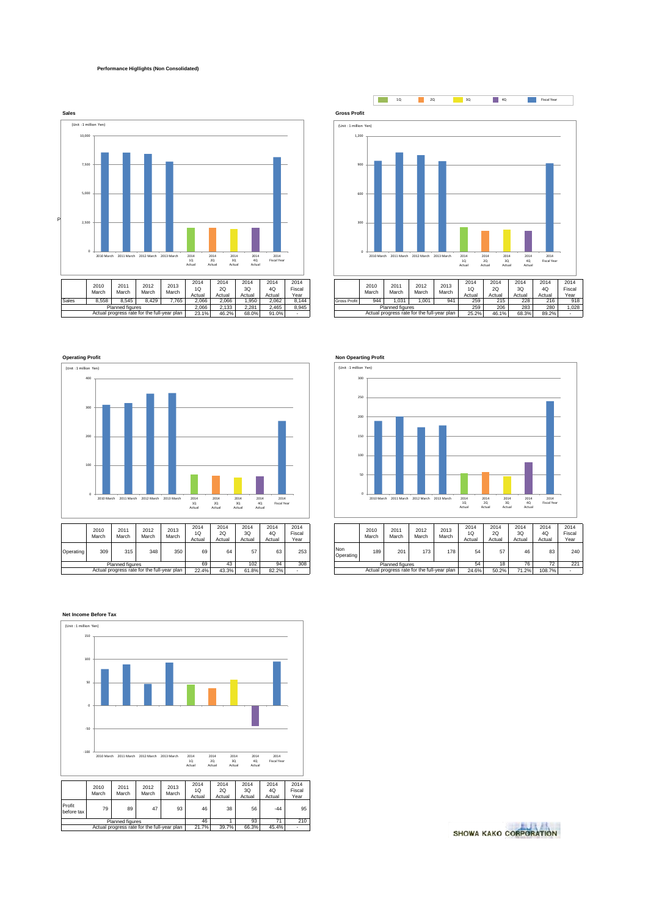**Performance Higllights (Non Consolidated)**

**Sales**

(Unit : 1 million Yen)

| | 2010 March | 2011 March | 2012 March | 2013 March | 2014 1Q Actual | 2014 2Q Actual | 2014 3Q Actual | 2014 4Q Actual | 2014 Fiscal Year |
|---|---|---|---|---|---|---|---|---|---|
| Sales | 8,558 | 8,545 | 8,429 | 7,765 | 2,066 | 2,066 | 1,950 | 2,062 | 8,144 |
| Planned figures | | | | | 2,066 | 2,133 | 2,281 | 2,465 | 8,945 |
| Actual progress rate for the full-year plan | | | | | 23.1% | 46.2% | 68.0% | 91.0% | - |

**Gross Profit**

(Unit : 1 million Yen)

| | 2010 March | 2011 March | 2012 March | 2013 March | 2014 1Q Actual | 2014 2Q Actual | 2014 3Q Actual | 2014 4Q Actual | 2014 Fiscal Year |
|---|---|---|---|---|---|---|---|---|---|
| Gross Profit | 944 | 1,031 | 1,001 | 941 | 259 | 215 | 228 | 216 | 918 |
| Planned figures | | | | | 259 | 206 | 283 | 280 | 1,028 |
| Actual progress rate for the full-year plan | | | | | 25.2% | 46.1% | 68.3% | 89.2% | - |

**Operating Profit**

(Unit : 1 million Yen)

| | 2010 March | 2011 March | 2012 March | 2013 March | 2014 1Q Actual | 2014 2Q Actual | 2014 3Q Actual | 2014 4Q Actual | 2014 Fiscal Year |
|---|---|---|---|---|---|---|---|---|---|
| Operating | 309 | 315 | 348 | 350 | 69 | 64 | 57 | 63 | 253 |
| Planned figures | | | | | 69 | 43 | 102 | 94 | 308 |
| Actual progress rate for the full-year plan | | | | | 22.4% | 43.3% | 61.8% | 82.2% | - |

**Non Opearting Profit**

(Unit : 1 million Yen)

| | 2010 March | 2011 March | 2012 March | 2013 March | 2014 1Q Actual | 2014 2Q Actual | 2014 3Q Actual | 2014 4Q Actual | 2014 Fiscal Year |
|---|---|---|---|---|---|---|---|---|---|
| Non Operating | 189 | 201 | 173 | 178 | 54 | 57 | 46 | 83 | 240 |
| Planned figures | | | | | 54 | 18 | 76 | 72 | 221 |
| Actual progress rate for the full-year plan | | | | | 24.6% | 50.2% | 71.2% | 108.7% | - |

**Net Income Before Tax**

(Unit : 1 million Yen)

| | 2010 March | 2011 March | 2012 March | 2013 March | 2014 1Q Actual | 2014 2Q Actual | 2014 3Q Actual | 2014 4Q Actual | 2014 Fiscal Year |
|---|---|---|---|---|---|---|---|---|---|
| Profit before tax | 79 | 89 | 47 | 93 | 46 | 38 | 56 | -44 | 95 |
| Planned figures | | | | | 46 | 1 | 93 | 71 | 210 |
| Actual progress rate for the full-year plan | | | | | 21.7% | 39.7% | 66.3% | 45.4% | - |

SHOWA KAKO CORPORATION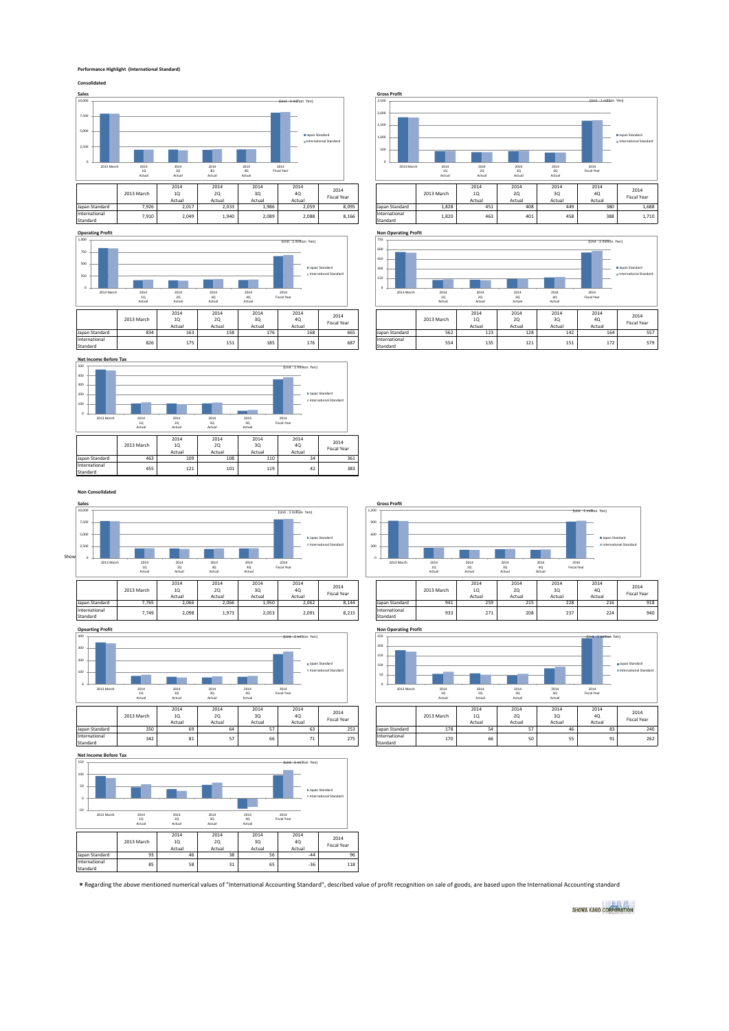**Performance Highlight (International Standard)**

**Consolidated**

**Sales**

(Unit : 1 million Yen)

10,000
7,500
5,000
2,500
0

2013 March
2014 1Q Actual
2014 2Q Actual
2014 3Q Actual
2014 4Q Actual
2014 Fiscal Year

Japan Standard
International Standard

| | 2013 March | 2014 1Q Actual | 2014 2Q Actual | 2014 3Q Actual | 2014 4Q Actual | 2014 Fiscal Year |
|---|---|---|---|---|---|---|
| Japan Standard | 7,926 | 2,017 | 2,033 | 1,986 | 2,059 | 8,095 |
| International Standard | 7,910 | 2,049 | 1,940 | 2,089 | 2,088 | 8,166 |

**Gross Profit**

(Unit : 1 million Yen)

2,500
2,000
1,500
1,000
500
0

2013 March
2014 1Q Actual
2014 2Q Actual
2014 3Q Actual
2014 4Q Actual
2014 Fiscal Year

Japan Standard
International Standard

| | 2013 March | 2014 1Q Actual | 2014 2Q Actual | 2014 3Q Actual | 2014 4Q Actual | 2014 Fiscal Year |
|---|---|---|---|---|---|---|
| Japan Standard | 1,828 | 451 | 408 | 449 | 380 | 1,688 |
| International Standard | 1,820 | 463 | 401 | 458 | 388 | 1,710 |

**Operating Profit**

(Unit : 1 million Yen)

1,000
750
500
250
0

2013 March
2014 1Q Actual
2014 2Q Actual
2014 3Q Actual
2014 4Q Actual
2014 Fiscal Year

Japan Standard
International Standard

| | 2013 March | 2014 1Q Actual | 2014 2Q Actual | 2014 3Q Actual | 2014 4Q Actual | 2014 Fiscal Year |
|---|---|---|---|---|---|---|
| Japan Standard | 834 | 163 | 158 | 176 | 168 | 665 |
| International Standard | 826 | 175 | 151 | 185 | 176 | 687 |

**Non Operating Profit**

(Unit : 1 million Yen)

750
600
450
300
150
0

2013 March
2014 1Q Actual
2014 2Q Actual
2014 3Q Actual
2014 4Q Actual
2014 Fiscal Year

Japan Standard
International Standard

| | 2013 March | 2014 1Q Actual | 2014 2Q Actual | 2014 3Q Actual | 2014 4Q Actual | 2014 Fiscal Year |
|---|---|---|---|---|---|---|
| Japan Standard | 562 | 123 | 128 | 142 | 164 | 557 |
| International Standard | 554 | 135 | 121 | 151 | 172 | 579 |

**Net Income Before Tax**

(Unit : 1 million Yen)

500
400
300
200
100
0

2013 March
2014 1Q Actual
2014 2Q Actual
2014 3Q Actual
2014 4Q Actual
2014 Fiscal Year

Japan Standard
International Standard

| | 2013 March | 2014 1Q Actual | 2014 2Q Actual | 2014 3Q Actual | 2014 4Q Actual | 2014 Fiscal Year |
|---|---|---|---|---|---|---|
| Japan Standard | 463 | 109 | 108 | 110 | 34 | 361 |
| International Standard | 455 | 121 | 101 | 119 | 42 | 383 |

**Non Consolidated**

**Sales**

(Unit : 1 million Yen)

10,000
7,500
5,000
2,500
0

2013 March
2014 1Q Actual
2014 2Q Actual
2014 3Q Actual
2014 4Q Actual
2014 Fiscal Year

Japan Standard
International Standard

| | 2013 March | 2014 1Q Actual | 2014 2Q Actual | 2014 3Q Actual | 2014 4Q Actual | 2014 Fiscal Year |
|---|---|---|---|---|---|---|
| Japan Standard | 7,765 | 2,066 | 2,066 | 1,950 | 2,062 | 8,144 |
| International Standard | 7,749 | 2,098 | 1,973 | 2,053 | 2,091 | 8,215 |

**Gross Profit**

(Unit : 1 million Yen)

1,200
900
600
300
0

2013 March
2014 1Q Actual
2014 2Q Actual
2014 3Q Actual
2014 4Q Actual
2014 Fiscal Year

Japan Standard
International Standard

| | 2013 March | 2014 1Q Actual | 2014 2Q Actual | 2014 3Q Actual | 2014 4Q Actual | 2014 Fiscal Year |
|---|---|---|---|---|---|---|
| Japan Standard | 941 | 259 | 215 | 228 | 216 | 918 |
| International Standard | 933 | 271 | 208 | 237 | 224 | 940 |

**Opearting Profit**

(Unit : 1 million Yen)

400
300
200
100
0

2013 March
2014 1Q Actual
2014 2Q Actual
2014 3Q Actual
2014 4Q Actual
2014 Fiscal Year

Japan Standard
International Standard

| | 2013 March | 2014 1Q Actual | 2014 2Q Actual | 2014 3Q Actual | 2014 4Q Actual | 2014 Fiscal Year |
|---|---|---|---|---|---|---|
| Japan Standard | 350 | 69 | 64 | 57 | 63 | 253 |
| International Standard | 342 | 81 | 57 | 66 | 71 | 275 |

**Non Operating Profit**

(Unit : 1 million Yen)

250
200
150
100
50
0

2013 March
2014 1Q Actual
2014 2Q Actual
2014 3Q Actual
2014 4Q Actual
2014 Fiscal Year

Japan Standard
International Standard

| | 2013 March | 2014 1Q Actual | 2014 2Q Actual | 2014 3Q Actual | 2014 4Q Actual | 2014 Fiscal Year |
|---|---|---|---|---|---|---|
| Japan Standard | 178 | 54 | 57 | 46 | 83 | 240 |
| International Standard | 170 | 66 | 50 | 55 | 91 | 262 |

**Net Income Before Tax**

(Unit : 1 million Yen)

150
100
50
0
-50

2013 March
2014 1Q Actual
2014 2Q Actual
2014 3Q Actual
2014 4Q Actual
2014 Fiscal Year

Japan Standard
International Standard

| | 2013 March | 2014 1Q Actual | 2014 2Q Actual | 2014 3Q Actual | 2014 4Q Actual | 2014 Fiscal Year |
|---|---|---|---|---|---|---|
| Japan Standard | 93 | 46 | 38 | 56 | -44 | 96 |
| International Standard | 85 | 58 | 31 | 65 | -36 | 118 |

* Regarding the above mentioned numerical values of "International Accounting Standard", described value of profit recognition on sale of goods, are based upon the International Accounting standard

SHOWA KAKO CORPORATION